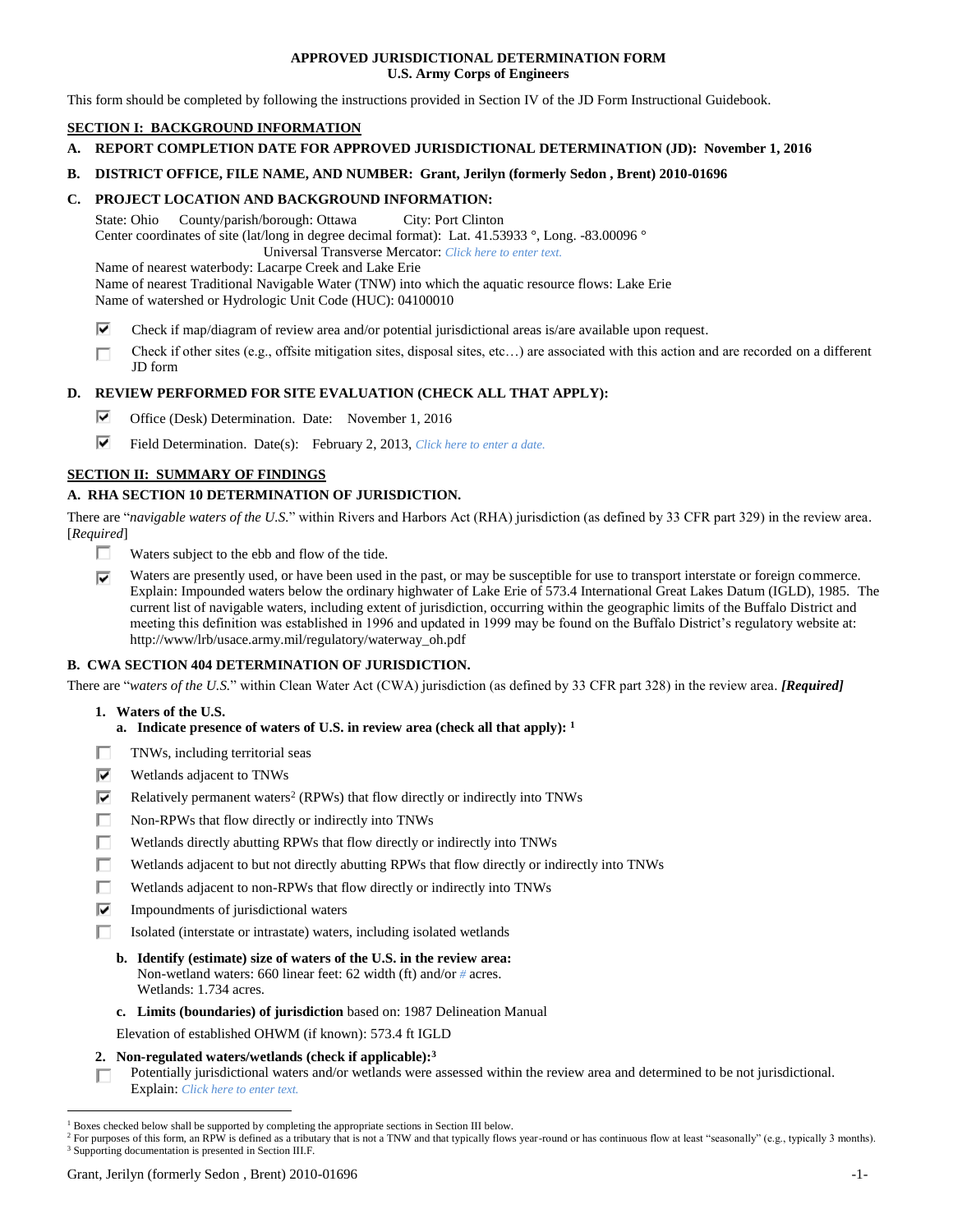**APPROVED JURISDICTIONAL DETERMINATION FORM**
**U.S. Army Corps of Engineers**

This form should be completed by following the instructions provided in Section IV of the JD Form Instructional Guidebook.

## SECTION I: BACKGROUND INFORMATION

**A. REPORT COMPLETION DATE FOR APPROVED JURISDICTIONAL DETERMINATION (JD): November 1, 2016**

**B. DISTRICT OFFICE, FILE NAME, AND NUMBER: Grant, Jerilyn (formerly Sedon , Brent) 2010-01696**

**C. PROJECT LOCATION AND BACKGROUND INFORMATION:**

State: Ohio County/parish/borough: Ottawa City: Port Clinton
Center coordinates of site (lat/long in degree decimal format): Lat. 41.53933 °, Long. -83.00096 °
Universal Transverse Mercator: *Click here to enter text.*
Name of nearest waterbody: Lacarpe Creek and Lake Erie
Name of nearest Traditional Navigable Water (TNW) into which the aquatic resource flows: Lake Erie
Name of watershed or Hydrologic Unit Code (HUC): 04100010

- [x] Check if map/diagram of review area and/or potential jurisdictional areas is/are available upon request.
- [ ] Check if other sites (e.g., offsite mitigation sites, disposal sites, etc…) are associated with this action and are recorded on a different JD form

**D. REVIEW PERFORMED FOR SITE EVALUATION (CHECK ALL THAT APPLY):**

- [x] Office (Desk) Determination. Date: November 1, 2016
- [x] Field Determination. Date(s): February 2, 2013, *Click here to enter a date.*

## SECTION II: SUMMARY OF FINDINGS

**A. RHA SECTION 10 DETERMINATION OF JURISDICTION.**

There are "*navigable waters of the U.S.*" within Rivers and Harbors Act (RHA) jurisdiction (as defined by 33 CFR part 329) in the review area. [*Required*]

- [ ] Waters subject to the ebb and flow of the tide.
- [x] Waters are presently used, or have been used in the past, or may be susceptible for use to transport interstate or foreign commerce. Explain: Impounded waters below the ordinary highwater of Lake Erie of 573.4 International Great Lakes Datum (IGLD), 1985. The current list of navigable waters, including extent of jurisdiction, occurring within the geographic limits of the Buffalo District and meeting this definition was established in 1996 and updated in 1999 may be found on the Buffalo District's regulatory website at: http://www/lrb/usace.army.mil/regulatory/waterway_oh.pdf

**B. CWA SECTION 404 DETERMINATION OF JURISDICTION.**

There are "*waters of the U.S.*" within Clean Water Act (CWA) jurisdiction (as defined by 33 CFR part 328) in the review area. ***[Required]***

**1. Waters of the U.S.**

**a. Indicate presence of waters of U.S. in review area (check all that apply): [1]**

- [ ] TNWs, including territorial seas
- [x] Wetlands adjacent to TNWs
- [x] Relatively permanent waters[2] (RPWs) that flow directly or indirectly into TNWs
- [ ] Non-RPWs that flow directly or indirectly into TNWs
- [ ] Wetlands directly abutting RPWs that flow directly or indirectly into TNWs
- [ ] Wetlands adjacent to but not directly abutting RPWs that flow directly or indirectly into TNWs
- [ ] Wetlands adjacent to non-RPWs that flow directly or indirectly into TNWs
- [x] Impoundments of jurisdictional waters
- [ ] Isolated (interstate or intrastate) waters, including isolated wetlands

**b. Identify (estimate) size of waters of the U.S. in the review area:**
Non-wetland waters: 660 linear feet: 62 width (ft) and/or *#* acres.
Wetlands: 1.734 acres.

**c. Limits (boundaries) of jurisdiction** based on: 1987 Delineation Manual

Elevation of established OHWM (if known): 573.4 ft IGLD

**2. Non-regulated waters/wetlands (check if applicable):[3]**

- [ ] Potentially jurisdictional waters and/or wetlands were assessed within the review area and determined to be not jurisdictional. Explain: *Click here to enter text.*

---

[1] Boxes checked below shall be supported by completing the appropriate sections in Section III below.
[2] For purposes of this form, an RPW is defined as a tributary that is not a TNW and that typically flows year-round or has continuous flow at least "seasonally" (e.g., typically 3 months).
[3] Supporting documentation is presented in Section III.F.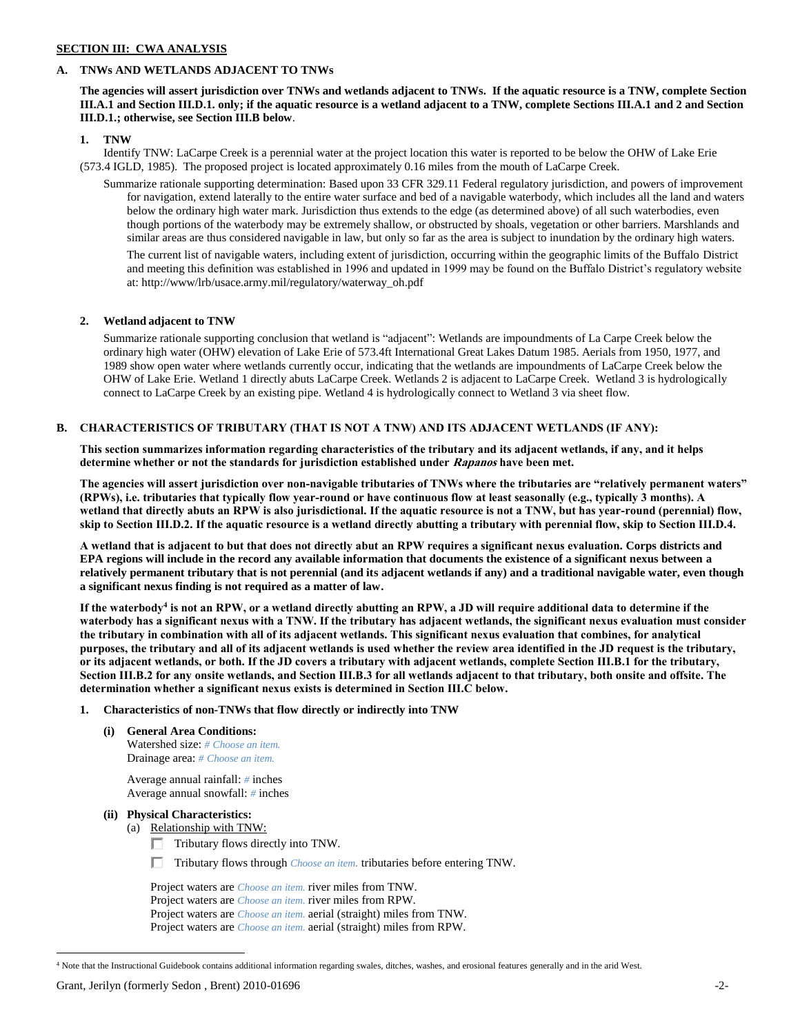## SECTION III: CWA ANALYSIS

### A. TNWs AND WETLANDS ADJACENT TO TNWs

**The agencies will assert jurisdiction over TNWs and wetlands adjacent to TNWs. If the aquatic resource is a TNW, complete Section III.A.1 and Section III.D.1. only; if the aquatic resource is a wetland adjacent to a TNW, complete Sections III.A.1 and 2 and Section III.D.1.; otherwise, see Section III.B below.**

**1. TNW**

Identify TNW: LaCarpe Creek is a perennial water at the project location this water is reported to be below the OHW of Lake Erie (573.4 IGLD, 1985). The proposed project is located approximately 0.16 miles from the mouth of LaCarpe Creek.

Summarize rationale supporting determination: Based upon 33 CFR 329.11 Federal regulatory jurisdiction, and powers of improvement for navigation, extend laterally to the entire water surface and bed of a navigable waterbody, which includes all the land and waters below the ordinary high water mark. Jurisdiction thus extends to the edge (as determined above) of all such waterbodies, even though portions of the waterbody may be extremely shallow, or obstructed by shoals, vegetation or other barriers. Marshlands and similar areas are thus considered navigable in law, but only so far as the area is subject to inundation by the ordinary high waters.

The current list of navigable waters, including extent of jurisdiction, occurring within the geographic limits of the Buffalo District and meeting this definition was established in 1996 and updated in 1999 may be found on the Buffalo District's regulatory website at: http://www/lrb/usace.army.mil/regulatory/waterway_oh.pdf

**2. Wetland adjacent to TNW**

Summarize rationale supporting conclusion that wetland is "adjacent": Wetlands are impoundments of La Carpe Creek below the ordinary high water (OHW) elevation of Lake Erie of 573.4ft International Great Lakes Datum 1985. Aerials from 1950, 1977, and 1989 show open water where wetlands currently occur, indicating that the wetlands are impoundments of LaCarpe Creek below the OHW of Lake Erie. Wetland 1 directly abuts LaCarpe Creek. Wetlands 2 is adjacent to LaCarpe Creek. Wetland 3 is hydrologically connect to LaCarpe Creek by an existing pipe. Wetland 4 is hydrologically connect to Wetland 3 via sheet flow.

### B. CHARACTERISTICS OF TRIBUTARY (THAT IS NOT A TNW) AND ITS ADJACENT WETLANDS (IF ANY):

**This section summarizes information regarding characteristics of the tributary and its adjacent wetlands, if any, and it helps determine whether or not the standards for jurisdiction established under *Rapanos* have been met.**

**The agencies will assert jurisdiction over non-navigable tributaries of TNWs where the tributaries are "relatively permanent waters" (RPWs), i.e. tributaries that typically flow year-round or have continuous flow at least seasonally (e.g., typically 3 months). A wetland that directly abuts an RPW is also jurisdictional. If the aquatic resource is not a TNW, but has year-round (perennial) flow, skip to Section III.D.2. If the aquatic resource is a wetland directly abutting a tributary with perennial flow, skip to Section III.D.4.**

**A wetland that is adjacent to but that does not directly abut an RPW requires a significant nexus evaluation. Corps districts and EPA regions will include in the record any available information that documents the existence of a significant nexus between a relatively permanent tributary that is not perennial (and its adjacent wetlands if any) and a traditional navigable water, even though a significant nexus finding is not required as a matter of law.**

**If the waterbody[4] is not an RPW, or a wetland directly abutting an RPW, a JD will require additional data to determine if the waterbody has a significant nexus with a TNW. If the tributary has adjacent wetlands, the significant nexus evaluation must consider the tributary in combination with all of its adjacent wetlands. This significant nexus evaluation that combines, for analytical purposes, the tributary and all of its adjacent wetlands is used whether the review area identified in the JD request is the tributary, or its adjacent wetlands, or both. If the JD covers a tributary with adjacent wetlands, complete Section III.B.1 for the tributary, Section III.B.2 for any onsite wetlands, and Section III.B.3 for all wetlands adjacent to that tributary, both onsite and offsite. The determination whether a significant nexus exists is determined in Section III.C below.**

**1. Characteristics of non-TNWs that flow directly or indirectly into TNW**

**(i) General Area Conditions:**

Watershed size: *# Choose an item.*
Drainage area: *# Choose an item.*

Average annual rainfall: *#* inches
Average annual snowfall: *#* inches

**(ii) Physical Characteristics:**

(a) Relationship with TNW:

☐ Tributary flows directly into TNW.

☐ Tributary flows through *Choose an item.* tributaries before entering TNW.

Project waters are *Choose an item.* river miles from TNW.
Project waters are *Choose an item.* river miles from RPW.
Project waters are *Choose an item.* aerial (straight) miles from TNW.
Project waters are *Choose an item.* aerial (straight) miles from RPW.

[4] Note that the Instructional Guidebook contains additional information regarding swales, ditches, washes, and erosional features generally and in the arid West.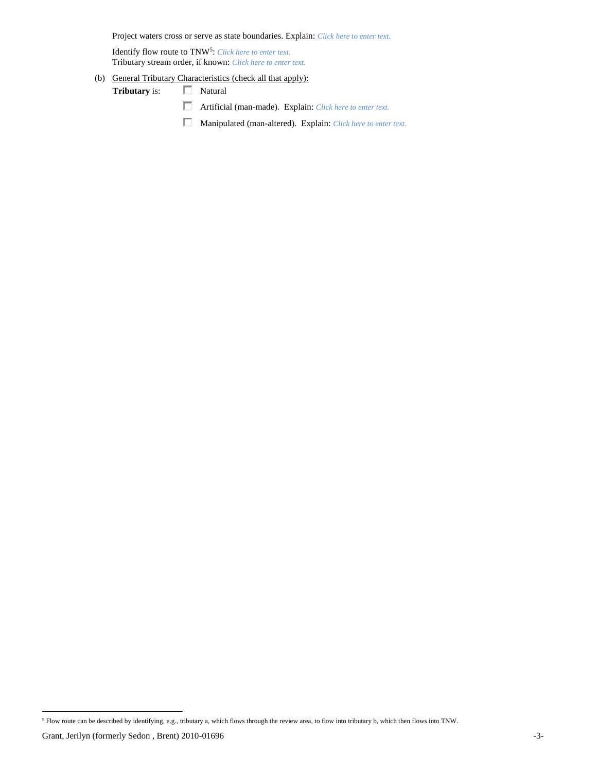Project waters cross or serve as state boundaries. Explain: *Click here to enter text.*

Identify flow route to TNW[5]: *Click here to enter text.*
Tributary stream order, if known: *Click here to enter text.*

(b) General Tributary Characteristics (check all that apply):

**Tributary** is:
- ☐ Natural
- ☐ Artificial (man-made). Explain: *Click here to enter text.*
- ☐ Manipulated (man-altered). Explain: *Click here to enter text.*

---

[5] Flow route can be described by identifying, e.g., tributary a, which flows through the review area, to flow into tributary b, which then flows into TNW.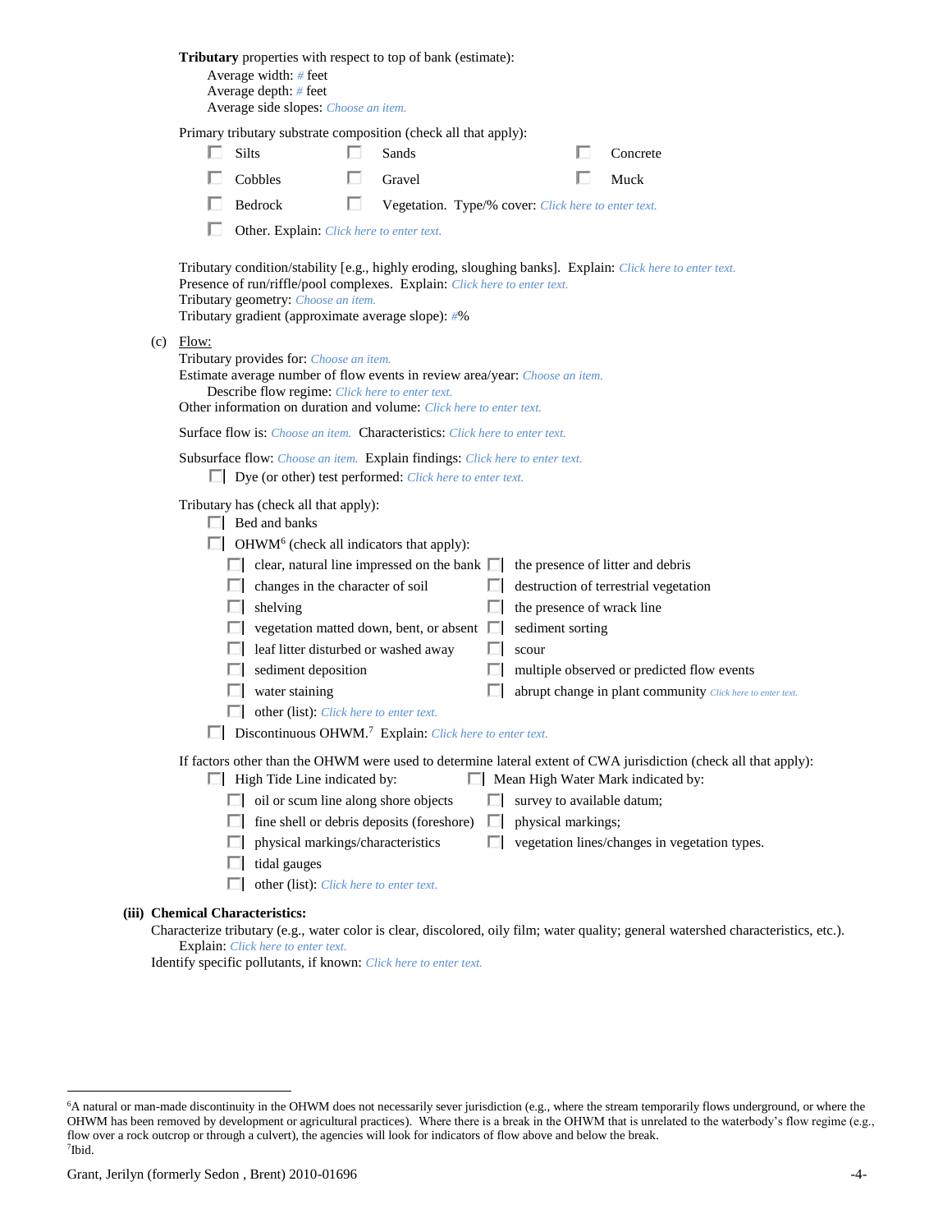**Tributary** properties with respect to top of bank (estimate):

Average width: # feet
Average depth: # feet
Average side slopes: Choose an item.

Primary tributary substrate composition (check all that apply):

- ☐ Silts
- ☐ Sands
- ☐ Concrete
- ☐ Cobbles
- ☐ Gravel
- ☐ Muck
- ☐ Bedrock
- ☐ Vegetation. Type/% cover: Click here to enter text.
- ☐ Other. Explain: Click here to enter text.

Tributary condition/stability [e.g., highly eroding, sloughing banks]. Explain: Click here to enter text.
Presence of run/riffle/pool complexes. Explain: Click here to enter text.
Tributary geometry: Choose an item.
Tributary gradient (approximate average slope): #%

(c) Flow:

Tributary provides for: Choose an item.
Estimate average number of flow events in review area/year: Choose an item.
Describe flow regime: Click here to enter text.
Other information on duration and volume: Click here to enter text.

Surface flow is: Choose an item. Characteristics: Click here to enter text.

Subsurface flow: Choose an item. Explain findings: Click here to enter text.
☐ Dye (or other) test performed: Click here to enter text.

Tributary has (check all that apply):

- ☐ Bed and banks
- ☐ OHWM[6] (check all indicators that apply):
  - ☐ clear, natural line impressed on the bank
  - ☐ the presence of litter and debris
  - ☐ changes in the character of soil
  - ☐ destruction of terrestrial vegetation
  - ☐ shelving
  - ☐ the presence of wrack line
  - ☐ vegetation matted down, bent, or absent
  - ☐ sediment sorting
  - ☐ leaf litter disturbed or washed away
  - ☐ scour
  - ☐ sediment deposition
  - ☐ multiple observed or predicted flow events
  - ☐ water staining
  - ☐ abrupt change in plant community Click here to enter text.
  - ☐ other (list): Click here to enter text.
- ☐ Discontinuous OHWM.[7] Explain: Click here to enter text.

If factors other than the OHWM were used to determine lateral extent of CWA jurisdiction (check all that apply):

- ☐ High Tide Line indicated by:
  - ☐ oil or scum line along shore objects
  - ☐ fine shell or debris deposits (foreshore)
  - ☐ physical markings/characteristics
  - ☐ tidal gauges
  - ☐ other (list): Click here to enter text.
- ☐ Mean High Water Mark indicated by:
  - ☐ survey to available datum;
  - ☐ physical markings;
  - ☐ vegetation lines/changes in vegetation types.

**(iii) Chemical Characteristics:**

Characterize tributary (e.g., water color is clear, discolored, oily film; water quality; general watershed characteristics, etc.).
Explain: Click here to enter text.
Identify specific pollutants, if known: Click here to enter text.

---

[6]A natural or man-made discontinuity in the OHWM does not necessarily sever jurisdiction (e.g., where the stream temporarily flows underground, or where the OHWM has been removed by development or agricultural practices). Where there is a break in the OHWM that is unrelated to the waterbody's flow regime (e.g., flow over a rock outcrop or through a culvert), the agencies will look for indicators of flow above and below the break.
[7]Ibid.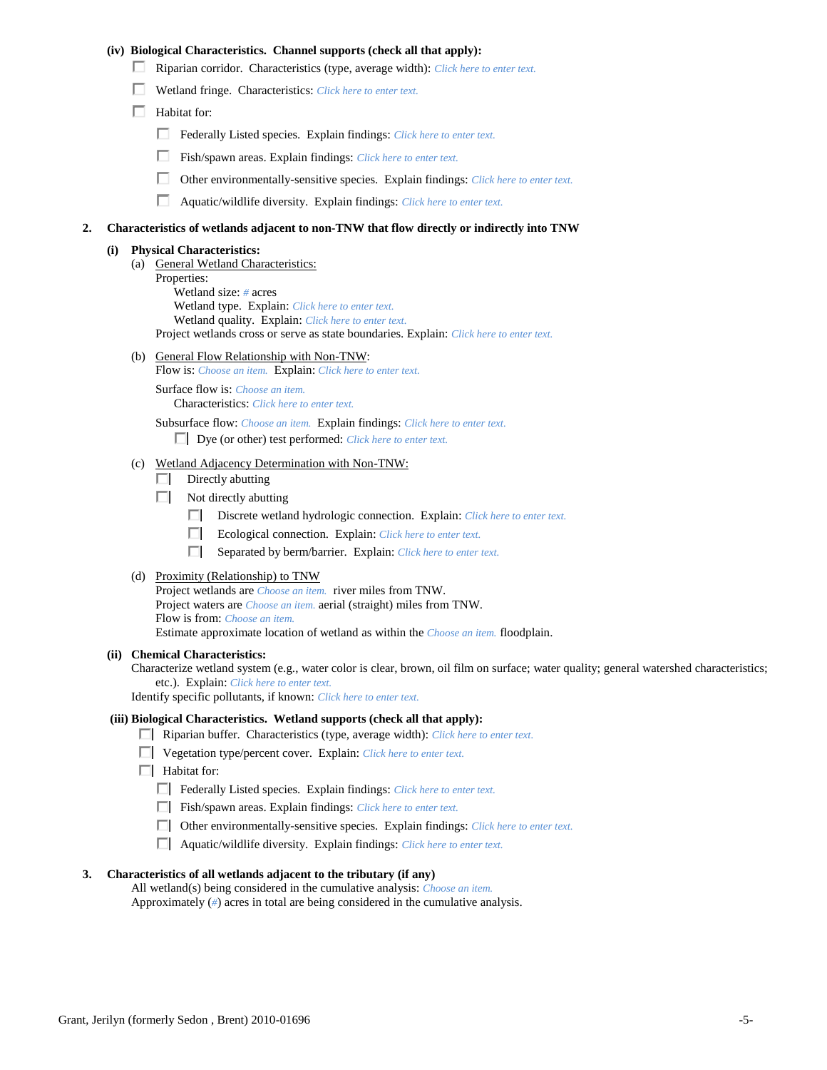**(iv) Biological Characteristics. Channel supports (check all that apply):**

- ☐ Riparian corridor. Characteristics (type, average width): *Click here to enter text.*
- ☐ Wetland fringe. Characteristics: *Click here to enter text.*
- ☐ Habitat for:
  - ☐ Federally Listed species. Explain findings: *Click here to enter text.*
  - ☐ Fish/spawn areas. Explain findings: *Click here to enter text.*
  - ☐ Other environmentally-sensitive species. Explain findings: *Click here to enter text.*
  - ☐ Aquatic/wildlife diversity. Explain findings: *Click here to enter text.*

**2. Characteristics of wetlands adjacent to non-TNW that flow directly or indirectly into TNW**

**(i) Physical Characteristics:**

(a) General Wetland Characteristics:

Properties:

Wetland size: *#* acres
Wetland type. Explain: *Click here to enter text.*
Wetland quality. Explain: *Click here to enter text.*

Project wetlands cross or serve as state boundaries. Explain: *Click here to enter text.*

(b) General Flow Relationship with Non-TNW:

Flow is: *Choose an item.* Explain: *Click here to enter text.*

Surface flow is: *Choose an item.*
Characteristics: *Click here to enter text.*

Subsurface flow: *Choose an item.* Explain findings: *Click here to enter text.*
☐ Dye (or other) test performed: *Click here to enter text.*

(c) Wetland Adjacency Determination with Non-TNW:

- ☐ Directly abutting
- ☐ Not directly abutting
  - ☐ Discrete wetland hydrologic connection. Explain: *Click here to enter text.*
  - ☐ Ecological connection. Explain: *Click here to enter text.*
  - ☐ Separated by berm/barrier. Explain: *Click here to enter text.*

(d) Proximity (Relationship) to TNW

Project wetlands are *Choose an item.* river miles from TNW.
Project waters are *Choose an item.* aerial (straight) miles from TNW.
Flow is from: *Choose an item.*
Estimate approximate location of wetland as within the *Choose an item.* floodplain.

**(ii) Chemical Characteristics:**

Characterize wetland system (e.g., water color is clear, brown, oil film on surface; water quality; general watershed characteristics; etc.). Explain: *Click here to enter text.*
Identify specific pollutants, if known: *Click here to enter text.*

**(iii) Biological Characteristics. Wetland supports (check all that apply):**

- ☐ Riparian buffer. Characteristics (type, average width): *Click here to enter text.*
- ☐ Vegetation type/percent cover. Explain: *Click here to enter text.*
- ☐ Habitat for:
  - ☐ Federally Listed species. Explain findings: *Click here to enter text.*
  - ☐ Fish/spawn areas. Explain findings: *Click here to enter text.*
  - ☐ Other environmentally-sensitive species. Explain findings: *Click here to enter text.*
  - ☐ Aquatic/wildlife diversity. Explain findings: *Click here to enter text.*

**3. Characteristics of all wetlands adjacent to the tributary (if any)**

All wetland(s) being considered in the cumulative analysis: *Choose an item.*
Approximately (*#*) acres in total are being considered in the cumulative analysis.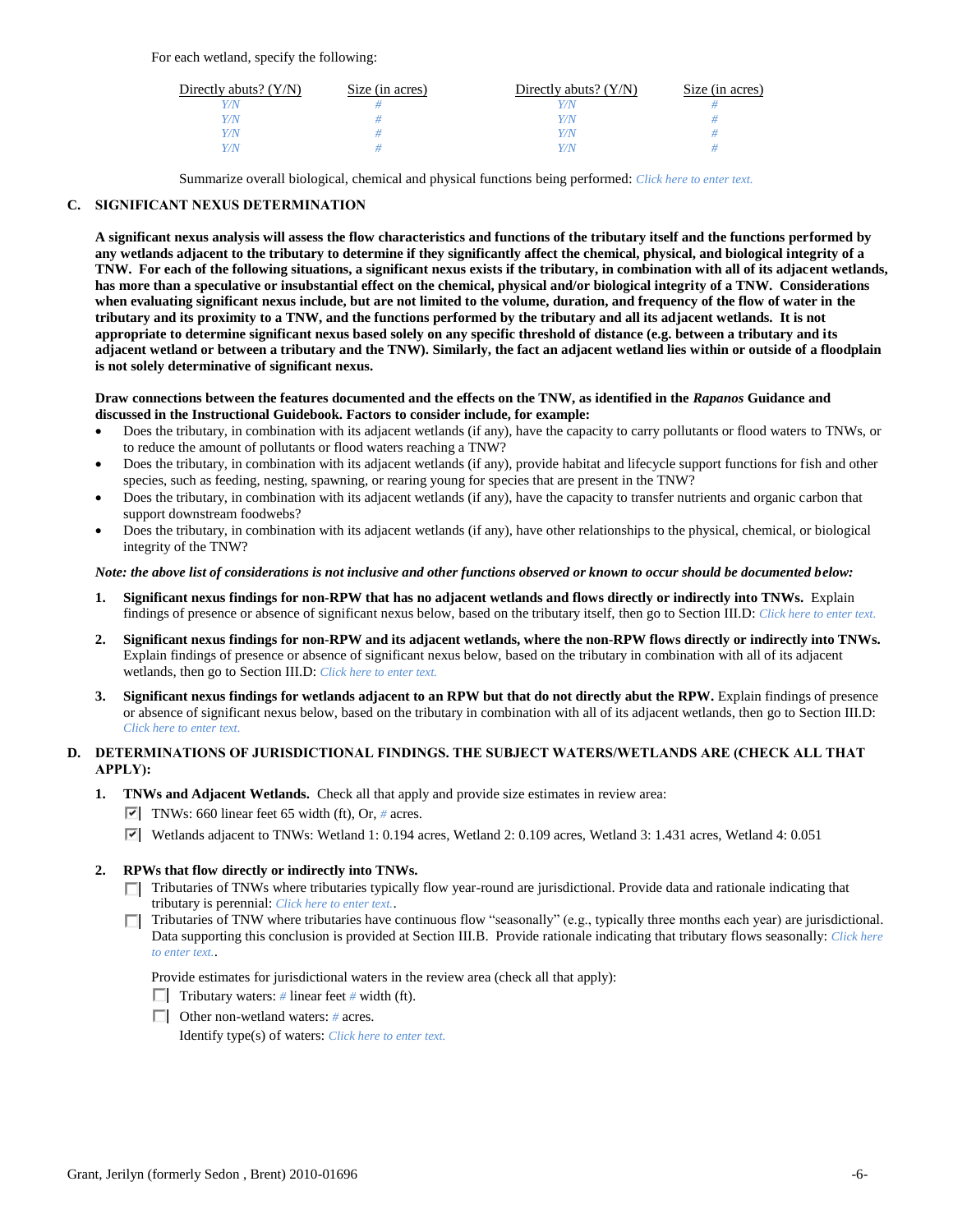For each wetland, specify the following:

| Directly abuts? (Y/N) | Size (in acres) | Directly abuts? (Y/N) | Size (in acres) |
|---|---|---|---|
| Y/N | # | Y/N | # |
| Y/N | # | Y/N | # |
| Y/N | # | Y/N | # |
| Y/N | # | Y/N | # |

Summarize overall biological, chemical and physical functions being performed: *Click here to enter text.*

## C. SIGNIFICANT NEXUS DETERMINATION

**A significant nexus analysis will assess the flow characteristics and functions of the tributary itself and the functions performed by any wetlands adjacent to the tributary to determine if they significantly affect the chemical, physical, and biological integrity of a TNW. For each of the following situations, a significant nexus exists if the tributary, in combination with all of its adjacent wetlands, has more than a speculative or insubstantial effect on the chemical, physical and/or biological integrity of a TNW. Considerations when evaluating significant nexus include, but are not limited to the volume, duration, and frequency of the flow of water in the tributary and its proximity to a TNW, and the functions performed by the tributary and all its adjacent wetlands. It is not appropriate to determine significant nexus based solely on any specific threshold of distance (e.g. between a tributary and its adjacent wetland or between a tributary and the TNW). Similarly, the fact an adjacent wetland lies within or outside of a floodplain is not solely determinative of significant nexus.**

**Draw connections between the features documented and the effects on the TNW, as identified in the *Rapanos* Guidance and discussed in the Instructional Guidebook. Factors to consider include, for example:**

- Does the tributary, in combination with its adjacent wetlands (if any), have the capacity to carry pollutants or flood waters to TNWs, or to reduce the amount of pollutants or flood waters reaching a TNW?
- Does the tributary, in combination with its adjacent wetlands (if any), provide habitat and lifecycle support functions for fish and other species, such as feeding, nesting, spawning, or rearing young for species that are present in the TNW?
- Does the tributary, in combination with its adjacent wetlands (if any), have the capacity to transfer nutrients and organic carbon that support downstream foodwebs?
- Does the tributary, in combination with its adjacent wetlands (if any), have other relationships to the physical, chemical, or biological integrity of the TNW?

***Note: the above list of considerations is not inclusive and other functions observed or known to occur should be documented below:***

1. **Significant nexus findings for non-RPW that has no adjacent wetlands and flows directly or indirectly into TNWs.** Explain findings of presence or absence of significant nexus below, based on the tributary itself, then go to Section III.D: *Click here to enter text.*

2. **Significant nexus findings for non-RPW and its adjacent wetlands, where the non-RPW flows directly or indirectly into TNWs.** Explain findings of presence or absence of significant nexus below, based on the tributary in combination with all of its adjacent wetlands, then go to Section III.D: *Click here to enter text.*

3. **Significant nexus findings for wetlands adjacent to an RPW but that do not directly abut the RPW.** Explain findings of presence or absence of significant nexus below, based on the tributary in combination with all of its adjacent wetlands, then go to Section III.D: *Click here to enter text.*

## D. DETERMINATIONS OF JURISDICTIONAL FINDINGS. THE SUBJECT WATERS/WETLANDS ARE (CHECK ALL THAT APPLY):

1. **TNWs and Adjacent Wetlands.** Check all that apply and provide size estimates in review area:
   - ☑ TNWs: 660 linear feet 65 width (ft), Or, # acres.
   - ☑ Wetlands adjacent to TNWs: Wetland 1: 0.194 acres, Wetland 2: 0.109 acres, Wetland 3: 1.431 acres, Wetland 4: 0.051

2. **RPWs that flow directly or indirectly into TNWs.**
   - ☐ Tributaries of TNWs where tributaries typically flow year-round are jurisdictional. Provide data and rationale indicating that tributary is perennial: *Click here to enter text.*.
   - ☐ Tributaries of TNW where tributaries have continuous flow "seasonally" (e.g., typically three months each year) are jurisdictional. Data supporting this conclusion is provided at Section III.B. Provide rationale indicating that tributary flows seasonally: *Click here to enter text.*.

   Provide estimates for jurisdictional waters in the review area (check all that apply):
   - ☐ Tributary waters: # linear feet # width (ft).
   - ☐ Other non-wetland waters: # acres.

     Identify type(s) of waters: *Click here to enter text.*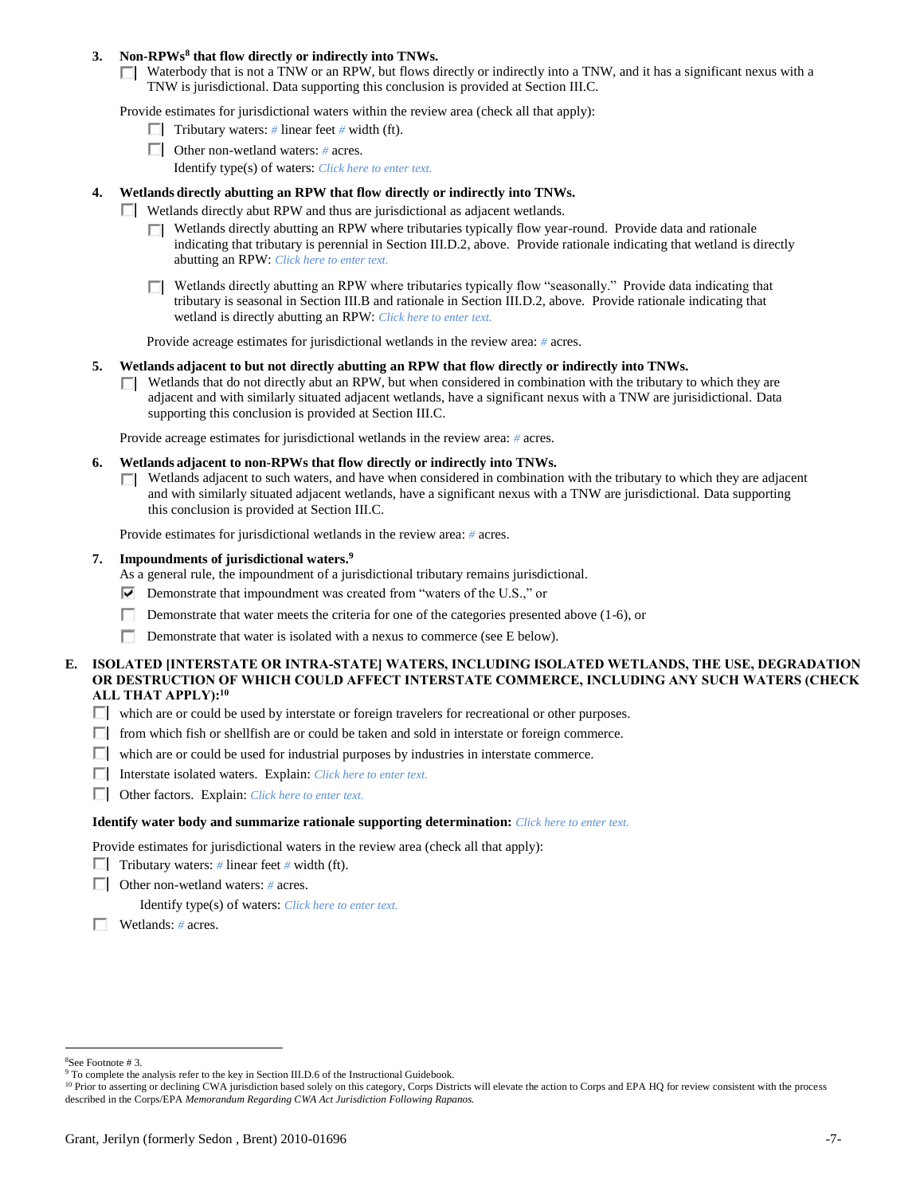**3. Non-RPWs[8] that flow directly or indirectly into TNWs.**

☐ Waterbody that is not a TNW or an RPW, but flows directly or indirectly into a TNW, and it has a significant nexus with a TNW is jurisdictional. Data supporting this conclusion is provided at Section III.C.

Provide estimates for jurisdictional waters within the review area (check all that apply):

- ☐ Tributary waters: # linear feet # width (ft).
- ☐ Other non-wetland waters: # acres.

  Identify type(s) of waters: *Click here to enter text.*

**4. Wetlands directly abutting an RPW that flow directly or indirectly into TNWs.**

☐ Wetlands directly abut RPW and thus are jurisdictional as adjacent wetlands.

- ☐ Wetlands directly abutting an RPW where tributaries typically flow year-round. Provide data and rationale indicating that tributary is perennial in Section III.D.2, above. Provide rationale indicating that wetland is directly abutting an RPW: *Click here to enter text.*
- ☐ Wetlands directly abutting an RPW where tributaries typically flow "seasonally." Provide data indicating that tributary is seasonal in Section III.B and rationale in Section III.D.2, above. Provide rationale indicating that wetland is directly abutting an RPW: *Click here to enter text.*

Provide acreage estimates for jurisdictional wetlands in the review area: # acres.

**5. Wetlands adjacent to but not directly abutting an RPW that flow directly or indirectly into TNWs.**

☐ Wetlands that do not directly abut an RPW, but when considered in combination with the tributary to which they are adjacent and with similarly situated adjacent wetlands, have a significant nexus with a TNW are jurisidictional. Data supporting this conclusion is provided at Section III.C.

Provide acreage estimates for jurisdictional wetlands in the review area: # acres.

**6. Wetlands adjacent to non-RPWs that flow directly or indirectly into TNWs.**

☐ Wetlands adjacent to such waters, and have when considered in combination with the tributary to which they are adjacent and with similarly situated adjacent wetlands, have a significant nexus with a TNW are jurisdictional. Data supporting this conclusion is provided at Section III.C.

Provide estimates for jurisdictional wetlands in the review area: # acres.

**7. Impoundments of jurisdictional waters.[9]**

As a general rule, the impoundment of a jurisdictional tributary remains jurisdictional.

- ☑ Demonstrate that impoundment was created from "waters of the U.S.," or
- ☐ Demonstrate that water meets the criteria for one of the categories presented above (1-6), or
- ☐ Demonstrate that water is isolated with a nexus to commerce (see E below).

**E. ISOLATED [INTERSTATE OR INTRA-STATE] WATERS, INCLUDING ISOLATED WETLANDS, THE USE, DEGRADATION OR DESTRUCTION OF WHICH COULD AFFECT INTERSTATE COMMERCE, INCLUDING ANY SUCH WATERS (CHECK ALL THAT APPLY):[10]**

- ☐ which are or could be used by interstate or foreign travelers for recreational or other purposes.
- ☐ from which fish or shellfish are or could be taken and sold in interstate or foreign commerce.
- ☐ which are or could be used for industrial purposes by industries in interstate commerce.
- ☐ Interstate isolated waters. Explain: *Click here to enter text.*
- ☐ Other factors. Explain: *Click here to enter text.*

**Identify water body and summarize rationale supporting determination:** *Click here to enter text.*

Provide estimates for jurisdictional waters in the review area (check all that apply):

- ☐ Tributary waters: # linear feet # width (ft).
- ☐ Other non-wetland waters: # acres.

  Identify type(s) of waters: *Click here to enter text.*
- ☐ Wetlands: # acres.

---

[8] See Footnote # 3.

[9] To complete the analysis refer to the key in Section III.D.6 of the Instructional Guidebook.

[10] Prior to asserting or declining CWA jurisdiction based solely on this category, Corps Districts will elevate the action to Corps and EPA HQ for review consistent with the process described in the Corps/EPA *Memorandum Regarding CWA Act Jurisdiction Following Rapanos.*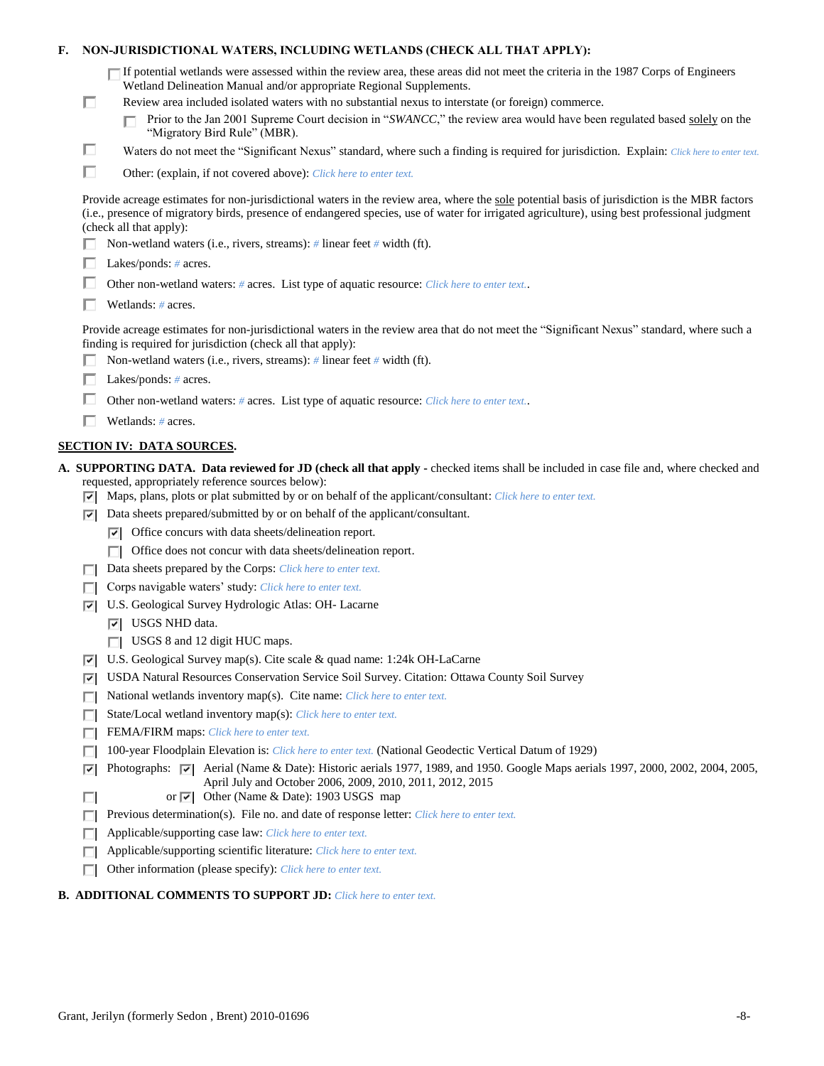**F. NON-JURISDICTIONAL WATERS, INCLUDING WETLANDS (CHECK ALL THAT APPLY):**

- [ ] If potential wetlands were assessed within the review area, these areas did not meet the criteria in the 1987 Corps of Engineers Wetland Delineation Manual and/or appropriate Regional Supplements.
- [ ] Review area included isolated waters with no substantial nexus to interstate (or foreign) commerce.
  - [ ] Prior to the Jan 2001 Supreme Court decision in "*SWANCC*," the review area would have been regulated based solely on the "Migratory Bird Rule" (MBR).
- [ ] Waters do not meet the "Significant Nexus" standard, where such a finding is required for jurisdiction. Explain: *Click here to enter text.*
- [ ] Other: (explain, if not covered above): *Click here to enter text.*

Provide acreage estimates for non-jurisdictional waters in the review area, where the sole potential basis of jurisdiction is the MBR factors (i.e., presence of migratory birds, presence of endangered species, use of water for irrigated agriculture), using best professional judgment (check all that apply):

- [ ] Non-wetland waters (i.e., rivers, streams): *#* linear feet *#* width (ft).
- [ ] Lakes/ponds: *#* acres.
- [ ] Other non-wetland waters: *#* acres. List type of aquatic resource: *Click here to enter text.*.
- [ ] Wetlands: *#* acres.

Provide acreage estimates for non-jurisdictional waters in the review area that do not meet the "Significant Nexus" standard, where such a finding is required for jurisdiction (check all that apply):

- [ ] Non-wetland waters (i.e., rivers, streams): *#* linear feet *#* width (ft).
- [ ] Lakes/ponds: *#* acres.
- [ ] Other non-wetland waters: *#* acres. List type of aquatic resource: *Click here to enter text.*.
- [ ] Wetlands: *#* acres.

## SECTION IV: DATA SOURCES.

**A. SUPPORTING DATA. Data reviewed for JD (check all that apply** - checked items shall be included in case file and, where checked and requested, appropriately reference sources below):

- [x] Maps, plans, plots or plat submitted by or on behalf of the applicant/consultant: *Click here to enter text.*
- [x] Data sheets prepared/submitted by or on behalf of the applicant/consultant.
  - [x] Office concurs with data sheets/delineation report.
  - [ ] Office does not concur with data sheets/delineation report.
- [ ] Data sheets prepared by the Corps: *Click here to enter text.*
- [ ] Corps navigable waters' study: *Click here to enter text.*
- [x] U.S. Geological Survey Hydrologic Atlas: OH- Lacarne
  - [x] USGS NHD data.
  - [ ] USGS 8 and 12 digit HUC maps.
- [x] U.S. Geological Survey map(s). Cite scale & quad name: 1:24k OH-LaCarne
- [x] USDA Natural Resources Conservation Service Soil Survey. Citation: Ottawa County Soil Survey
- [ ] National wetlands inventory map(s). Cite name: *Click here to enter text.*
- [ ] State/Local wetland inventory map(s): *Click here to enter text.*
- [ ] FEMA/FIRM maps: *Click here to enter text.*
- [ ] 100-year Floodplain Elevation is: *Click here to enter text.* (National Geodectic Vertical Datum of 1929)
- [x] Photographs: [x] Aerial (Name & Date): Historic aerials 1977, 1989, and 1950. Google Maps aerials 1997, 2000, 2002, 2004, 2005, April July and October 2006, 2009, 2010, 2011, 2012, 2015
- [ ] or [x] Other (Name & Date): 1903 USGS map
- [ ] Previous determination(s). File no. and date of response letter: *Click here to enter text.*
- [ ] Applicable/supporting case law: *Click here to enter text.*
- [ ] Applicable/supporting scientific literature: *Click here to enter text.*
- [ ] Other information (please specify): *Click here to enter text.*

**B. ADDITIONAL COMMENTS TO SUPPORT JD:** *Click here to enter text.*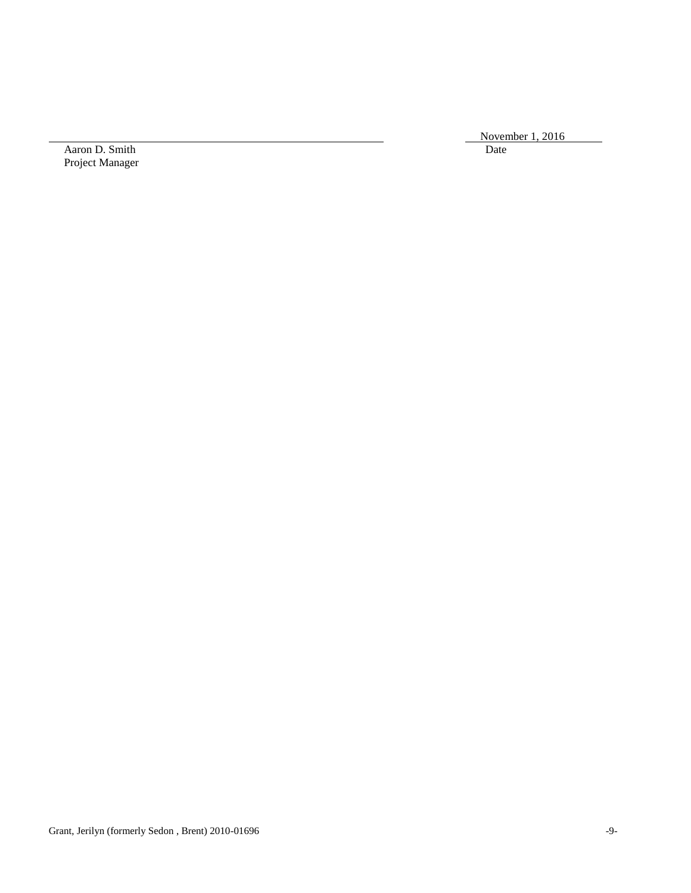______________________________________________ November 1, 2016

Aaron D. Smith

Project Manager

Date